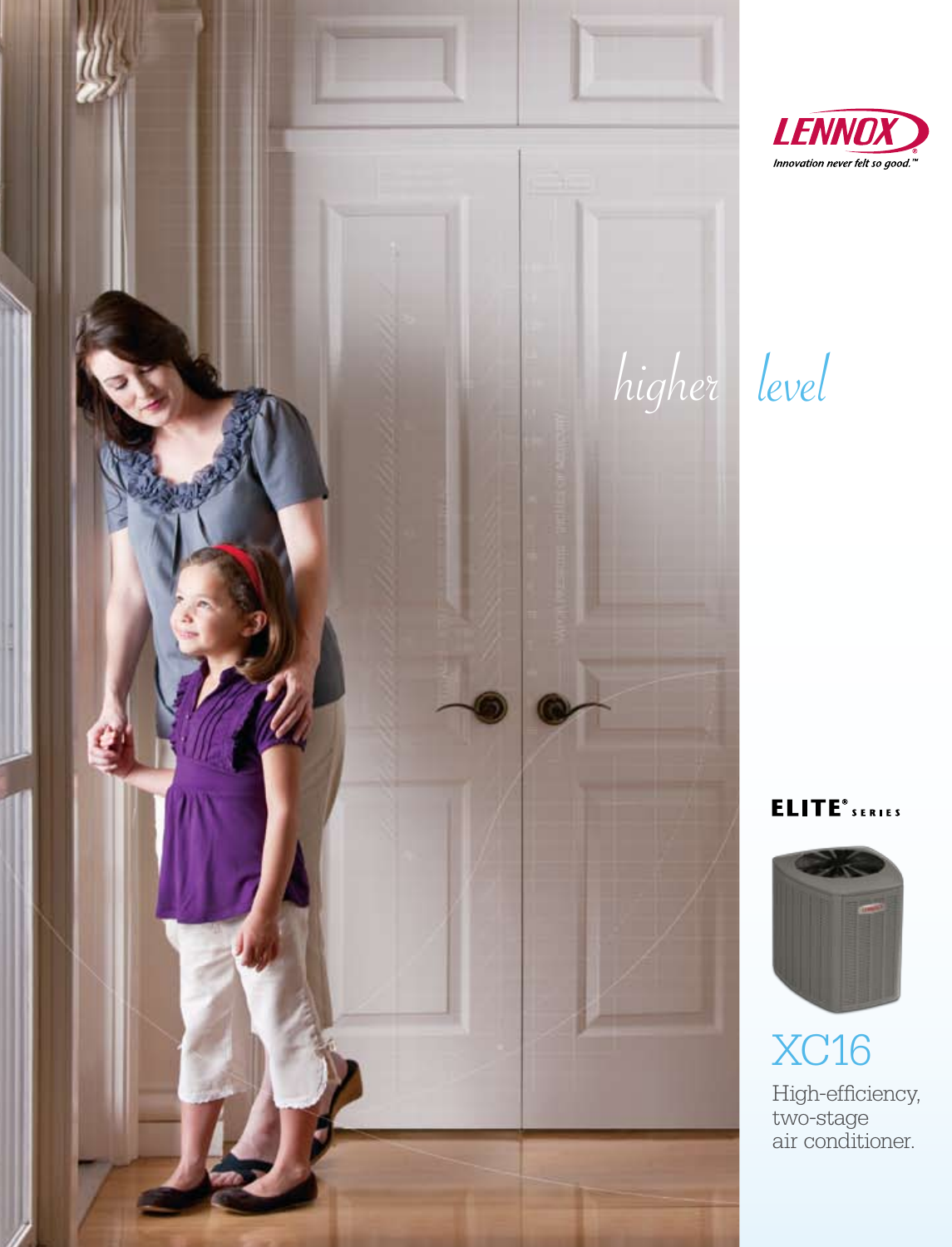LENNOX

*Innovation never felt so good.™*

*higher level*

**ELITE® SERIES**

# XC16

High-efficiency, two-stage air conditioner.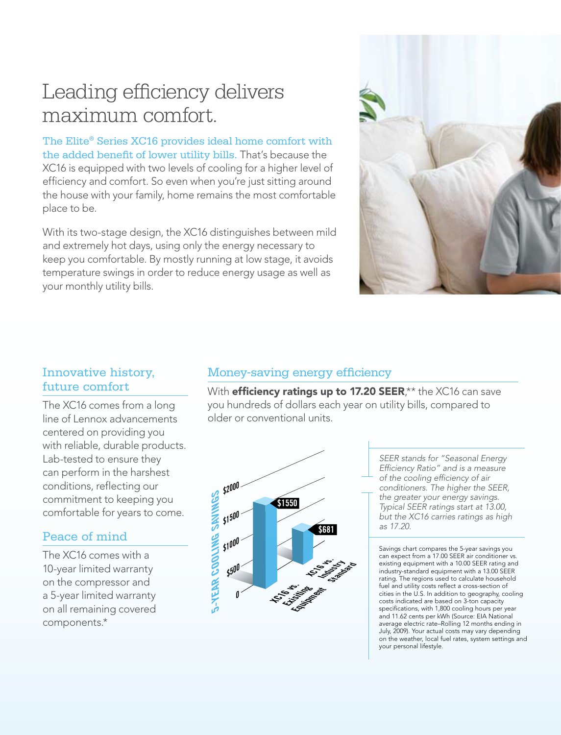# Leading efficiency delivers maximum comfort.

The Elite® Series XC16 provides ideal home comfort with the added benefit of lower utility bills. That's because the XC16 is equipped with two levels of cooling for a higher level of efficiency and comfort. So even when you're just sitting around the house with your family, home remains the most comfortable place to be.

With its two-stage design, the XC16 distinguishes between mild and extremely hot days, using only the energy necessary to keep you comfortable. By mostly running at low stage, it avoids temperature swings in order to reduce energy usage as well as your monthly utility bills.

## Innovative history, future comfort

The XC16 comes from a long line of Lennox advancements centered on providing you with reliable, durable products. Lab-tested to ensure they can perform in the harshest conditions, reflecting our commitment to keeping you comfortable for years to come.

## Peace of mind

The XC16 comes with a 10-year limited warranty on the compressor and a 5-year limited warranty on all remaining covered components.*

## Money-saving energy efficiency

With **efficiency ratings up to 17.20 SEER**,** the XC16 can save you hundreds of dollars each year on utility bills, compared to older or conventional units.

5-YEAR COOLING SAVINGS

| | 5-Year Cooling Savings |
|---|---|
| XC16 vs. Exisiting Equipment | $1550 |
| XC16 vs. Industry Standard | $681 |

*SEER stands for "Seasonal Energy Efficiency Ratio" and is a measure of the cooling efficiency of air conditioners. The higher the SEER, the greater your energy savings. Typical SEER ratings start at 13.00, but the XC16 carries ratings as high as 17.20.*

Savings chart compares the 5-year savings you can expect from a 17.00 SEER air conditioner vs. existing equipment with a 10.00 SEER rating and industry-standard equipment with a 13.00 SEER rating. The regions used to calculate household fuel and utility costs reflect a cross-section of cities in the U.S. In addition to geography, cooling costs indicated are based on 3-ton capacity specifications, with 1,800 cooling hours per year and 11.62 cents per kWh (Source: EIA National average electric rate–Rolling 12 months ending in July, 2009). Your actual costs may vary depending on the weather, local fuel rates, system settings and your personal lifestyle.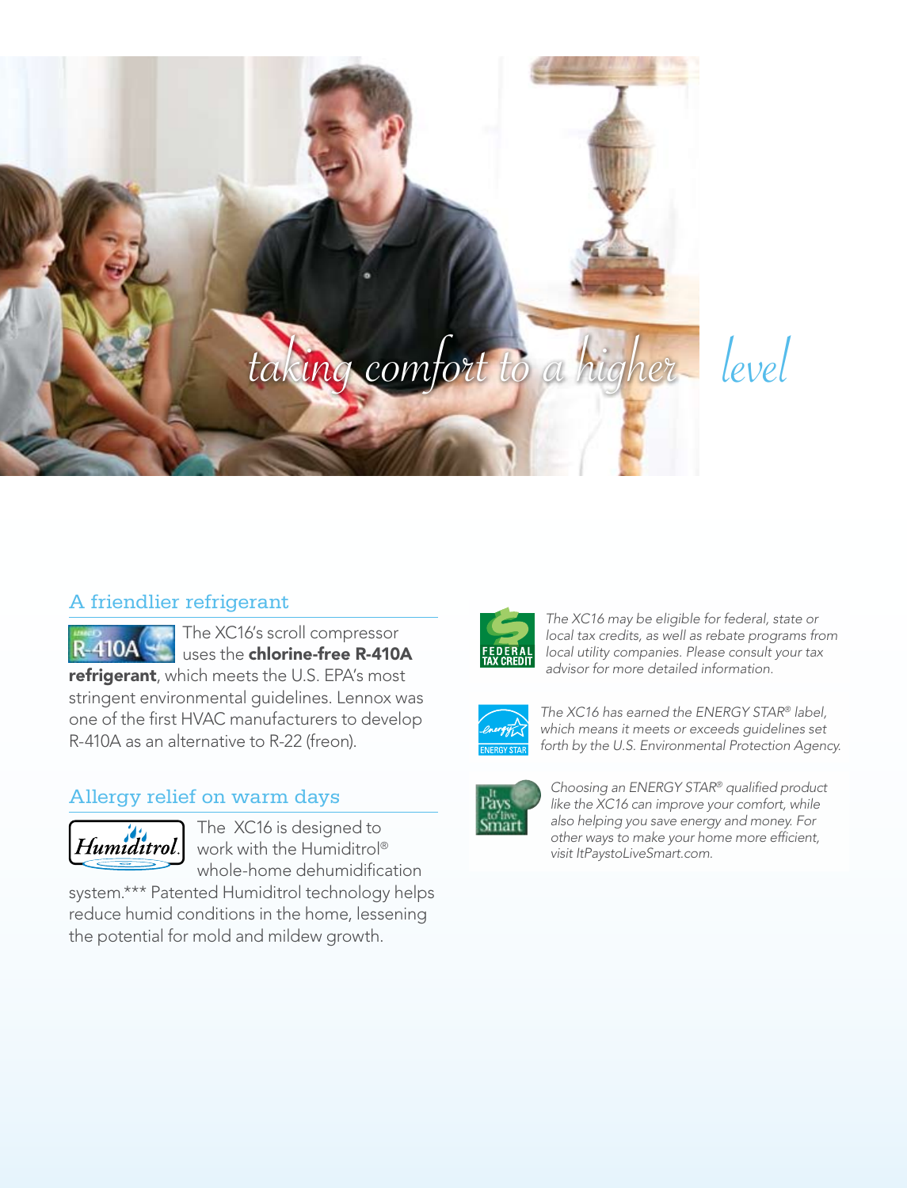*taking comfort to a higher level*

## A friendlier refrigerant

The XC16's scroll compressor uses the **chlorine-free R-410A refrigerant**, which meets the U.S. EPA's most stringent environmental guidelines. Lennox was one of the first HVAC manufacturers to develop R-410A as an alternative to R-22 (freon).

## Allergy relief on warm days

The XC16 is designed to work with the Humiditrol® whole-home dehumidification system.*** Patented Humiditrol technology helps reduce humid conditions in the home, lessening the potential for mold and mildew growth.

*The XC16 may be eligible for federal, state or local tax credits, as well as rebate programs from local utility companies. Please consult your tax advisor for more detailed information.*

*The XC16 has earned the ENERGY STAR® label, which means it meets or exceeds guidelines set forth by the U.S. Environmental Protection Agency.*

*Choosing an ENERGY STAR® qualified product like the XC16 can improve your comfort, while also helping you save energy and money. For other ways to make your home more efficient, visit ItPaystoLiveSmart.com.*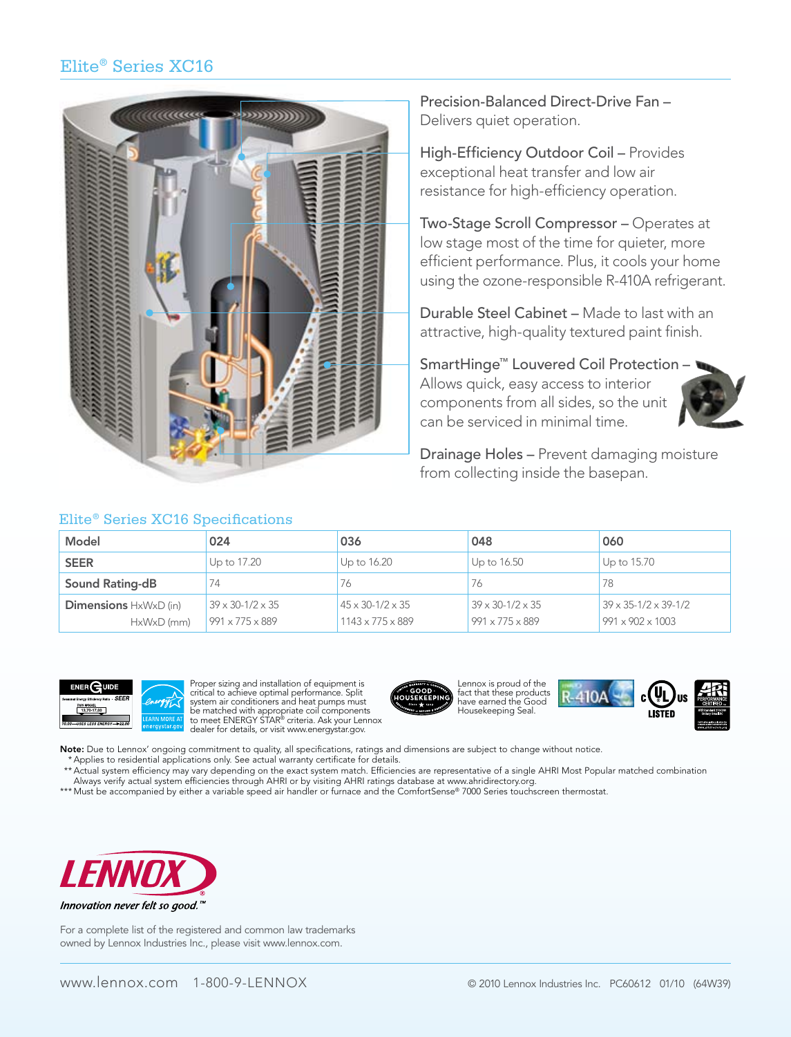## Elite® Series XC16

**Precision-Balanced Direct-Drive Fan** – Delivers quiet operation.

**High-Efficiency Outdoor Coil** – Provides exceptional heat transfer and low air resistance for high-efficiency operation.

**Two-Stage Scroll Compressor** – Operates at low stage most of the time for quieter, more efficient performance. Plus, it cools your home using the ozone-responsible R-410A refrigerant.

**Durable Steel Cabinet** – Made to last with an attractive, high-quality textured paint finish.

**SmartHinge™ Louvered Coil Protection** – Allows quick, easy access to interior components from all sides, so the unit can be serviced in minimal time.

**Drainage Holes** – Prevent damaging moisture from collecting inside the basepan.

## Elite® Series XC16 Specifications

| Model | 024 | 036 | 048 | 060 |
|---|---|---|---|---|
| **SEER** | Up to 17.20 | Up to 16.20 | Up to 16.50 | Up to 15.70 |
| **Sound Rating-dB** | 74 | 76 | 76 | 78 |
| **Dimensions** HxWxD (in) | 39 x 30-1/2 x 35 | 45 x 30-1/2 x 35 | 39 x 30-1/2 x 35 | 39 x 35-1/2 x 39-1/2 |
| HxWxD (mm) | 991 x 775 x 889 | 1143 x 775 x 889 | 991 x 775 x 889 | 991 x 902 x 1003 |

Proper sizing and installation of equipment is critical to achieve optimal performance. Split system air conditioners and heat pumps must be matched with appropriate coil components to meet ENERGY STAR® criteria. Ask your Lennox dealer for details, or visit www.energystar.gov.

Lennox is proud of the fact that these products have earned the Good Housekeeping Seal.

**Note:** Due to Lennox' ongoing commitment to quality, all specifications, ratings and dimensions are subject to change without notice.
\* Applies to residential applications only. See actual warranty certificate for details.
\*\* Actual system efficiency may vary depending on the exact system match. Efficiencies are representative of a single AHRI Most Popular matched combination Always verify actual system efficiencies through AHRI or by visiting AHRI ratings database at www.ahridirectory.org.
\*\*\* Must be accompanied by either a variable speed air handler or furnace and the ComfortSense® 7000 Series touchscreen thermostat.

LENNOX
*Innovation never felt so good.™*

For a complete list of the registered and common law trademarks owned by Lennox Industries Inc., please visit www.lennox.com.

www.lennox.com 1-800-9-LENNOX

© 2010 Lennox Industries Inc. PC60612 01/10 (64W39)